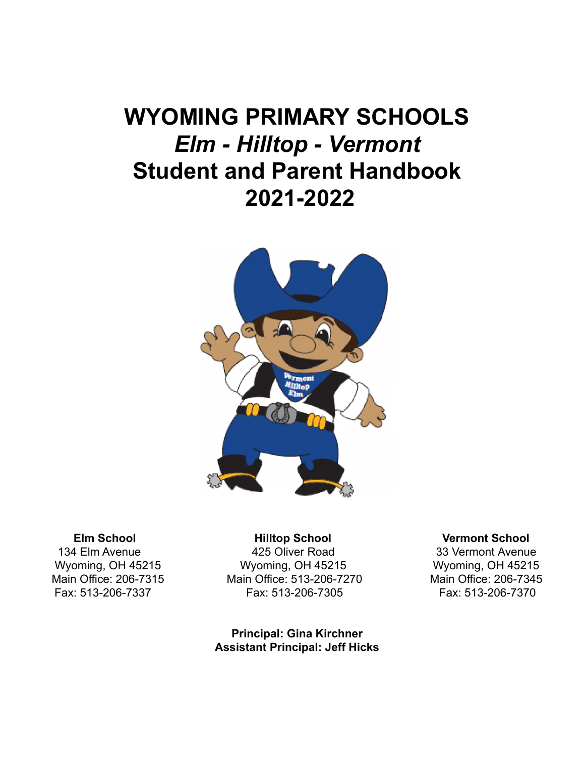# WYOMING PRIMARY SCHOOLS

## *Elm - Hilltop - Vermont*

## Student and Parent Handbook

## 2021-2022

**Elm School**
134 Elm Avenue
Wyoming, OH 45215
Main Office: 206-7315
Fax: 513-206-7337

**Hilltop School**
425 Oliver Road
Wyoming, OH 45215
Main Office: 513-206-7270
Fax: 513-206-7305

**Vermont School**
33 Vermont Avenue
Wyoming, OH 45215
Main Office: 206-7345
Fax: 513-206-7370

**Principal: Gina Kirchner**
**Assistant Principal: Jeff Hicks**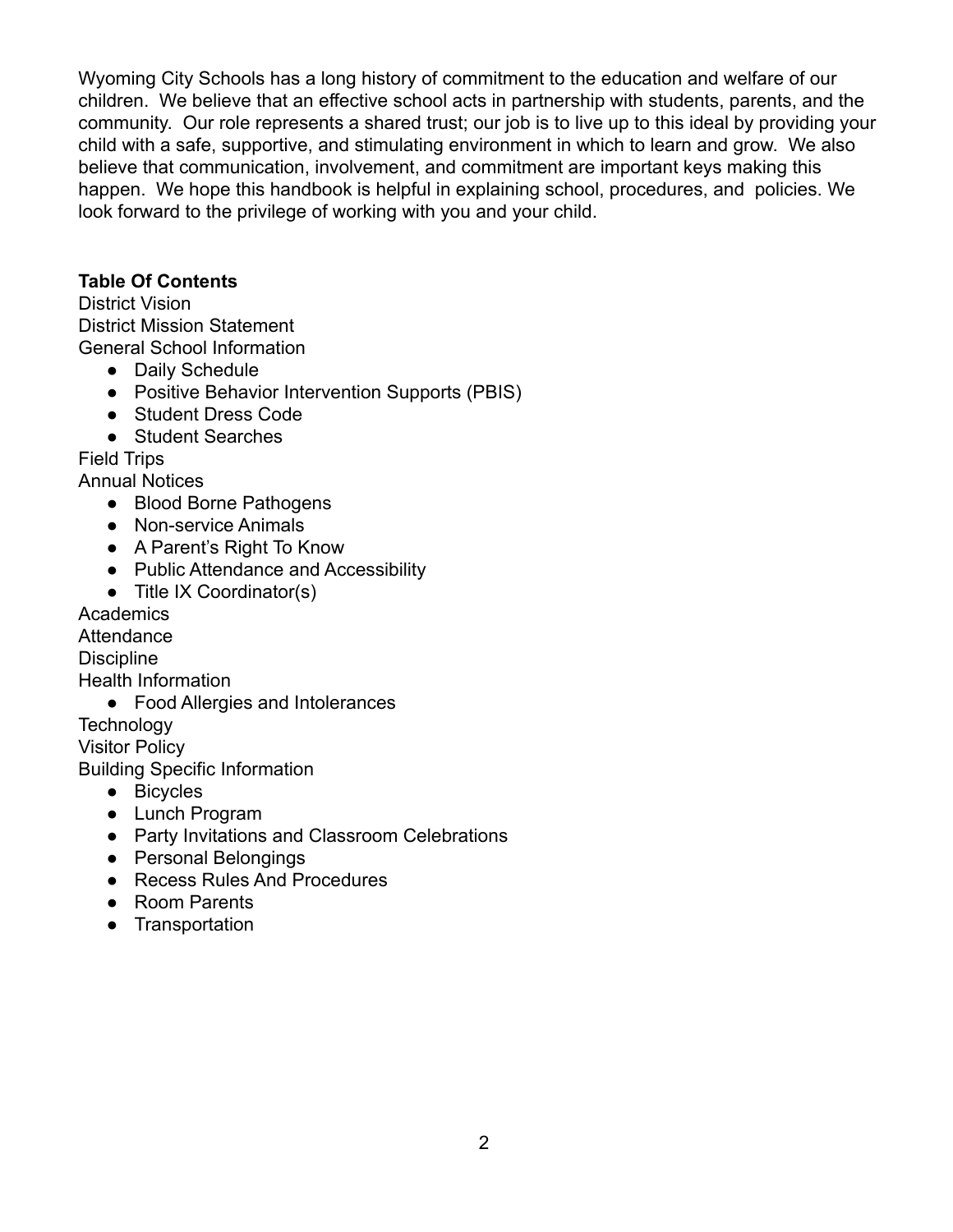Wyoming City Schools has a long history of commitment to the education and welfare of our children. We believe that an effective school acts in partnership with students, parents, and the community. Our role represents a shared trust; our job is to live up to this ideal by providing your child with a safe, supportive, and stimulating environment in which to learn and grow. We also believe that communication, involvement, and commitment are important keys making this happen. We hope this handbook is helpful in explaining school, procedures, and policies. We look forward to the privilege of working with you and your child.

**Table Of Contents**

District Vision
District Mission Statement
General School Information

- Daily Schedule
- Positive Behavior Intervention Supports (PBIS)
- Student Dress Code
- Student Searches

Field Trips
Annual Notices

- Blood Borne Pathogens
- Non-service Animals
- A Parent's Right To Know
- Public Attendance and Accessibility
- Title IX Coordinator(s)

Academics
Attendance
Discipline
Health Information

- Food Allergies and Intolerances

Technology
Visitor Policy
Building Specific Information

- Bicycles
- Lunch Program
- Party Invitations and Classroom Celebrations
- Personal Belongings
- Recess Rules And Procedures
- Room Parents
- Transportation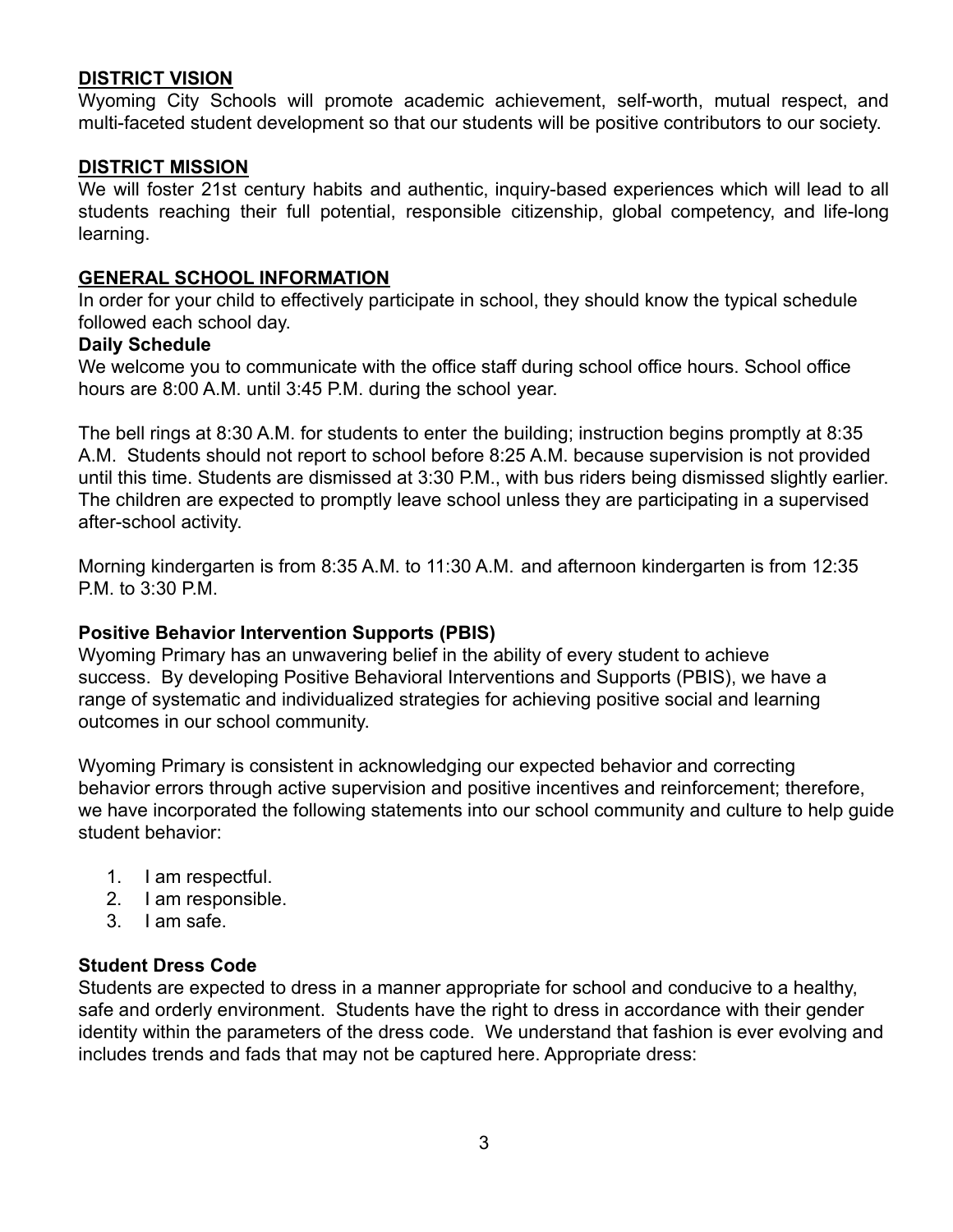## DISTRICT VISION

Wyoming City Schools will promote academic achievement, self-worth, mutual respect, and multi-faceted student development so that our students will be positive contributors to our society.

## DISTRICT MISSION

We will foster 21st century habits and authentic, inquiry-based experiences which will lead to all students reaching their full potential, responsible citizenship, global competency, and life-long learning.

## GENERAL SCHOOL INFORMATION

In order for your child to effectively participate in school, they should know the typical schedule followed each school day.

### Daily Schedule

We welcome you to communicate with the office staff during school office hours. School office hours are 8:00 A.M. until 3:45 P.M. during the school year.

The bell rings at 8:30 A.M. for students to enter the building; instruction begins promptly at 8:35 A.M. Students should not report to school before 8:25 A.M. because supervision is not provided until this time. Students are dismissed at 3:30 P.M., with bus riders being dismissed slightly earlier. The children are expected to promptly leave school unless they are participating in a supervised after-school activity.

Morning kindergarten is from 8:35 A.M. to 11:30 A.M. and afternoon kindergarten is from 12:35 P.M. to 3:30 P.M.

### Positive Behavior Intervention Supports (PBIS)

Wyoming Primary has an unwavering belief in the ability of every student to achieve success. By developing Positive Behavioral Interventions and Supports (PBIS), we have a range of systematic and individualized strategies for achieving positive social and learning outcomes in our school community.

Wyoming Primary is consistent in acknowledging our expected behavior and correcting behavior errors through active supervision and positive incentives and reinforcement; therefore, we have incorporated the following statements into our school community and culture to help guide student behavior:

1. I am respectful.
2. I am responsible.
3. I am safe.

### Student Dress Code

Students are expected to dress in a manner appropriate for school and conducive to a healthy, safe and orderly environment. Students have the right to dress in accordance with their gender identity within the parameters of the dress code. We understand that fashion is ever evolving and includes trends and fads that may not be captured here. Appropriate dress: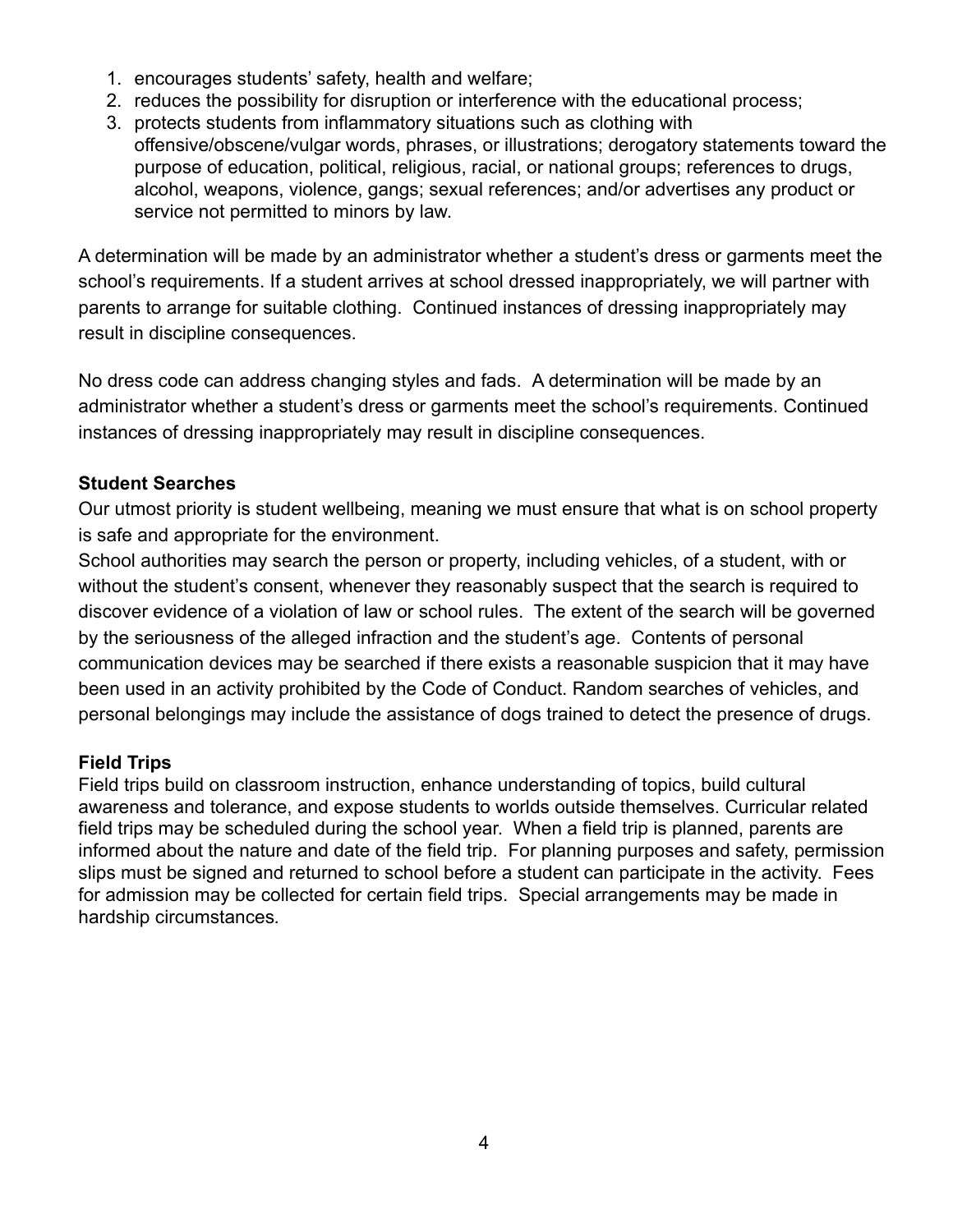1. encourages students' safety, health and welfare;
2. reduces the possibility for disruption or interference with the educational process;
3. protects students from inflammatory situations such as clothing with offensive/obscene/vulgar words, phrases, or illustrations; derogatory statements toward the purpose of education, political, religious, racial, or national groups; references to drugs, alcohol, weapons, violence, gangs; sexual references; and/or advertises any product or service not permitted to minors by law.

A determination will be made by an administrator whether a student's dress or garments meet the school's requirements. If a student arrives at school dressed inappropriately, we will partner with parents to arrange for suitable clothing. Continued instances of dressing inappropriately may result in discipline consequences.

No dress code can address changing styles and fads. A determination will be made by an administrator whether a student's dress or garments meet the school's requirements. Continued instances of dressing inappropriately may result in discipline consequences.

**Student Searches**

Our utmost priority is student wellbeing, meaning we must ensure that what is on school property is safe and appropriate for the environment.

School authorities may search the person or property, including vehicles, of a student, with or without the student's consent, whenever they reasonably suspect that the search is required to discover evidence of a violation of law or school rules. The extent of the search will be governed by the seriousness of the alleged infraction and the student's age. Contents of personal communication devices may be searched if there exists a reasonable suspicion that it may have been used in an activity prohibited by the Code of Conduct. Random searches of vehicles, and personal belongings may include the assistance of dogs trained to detect the presence of drugs.

**Field Trips**

Field trips build on classroom instruction, enhance understanding of topics, build cultural awareness and tolerance, and expose students to worlds outside themselves. Curricular related field trips may be scheduled during the school year. When a field trip is planned, parents are informed about the nature and date of the field trip. For planning purposes and safety, permission slips must be signed and returned to school before a student can participate in the activity. Fees for admission may be collected for certain field trips. Special arrangements may be made in hardship circumstances.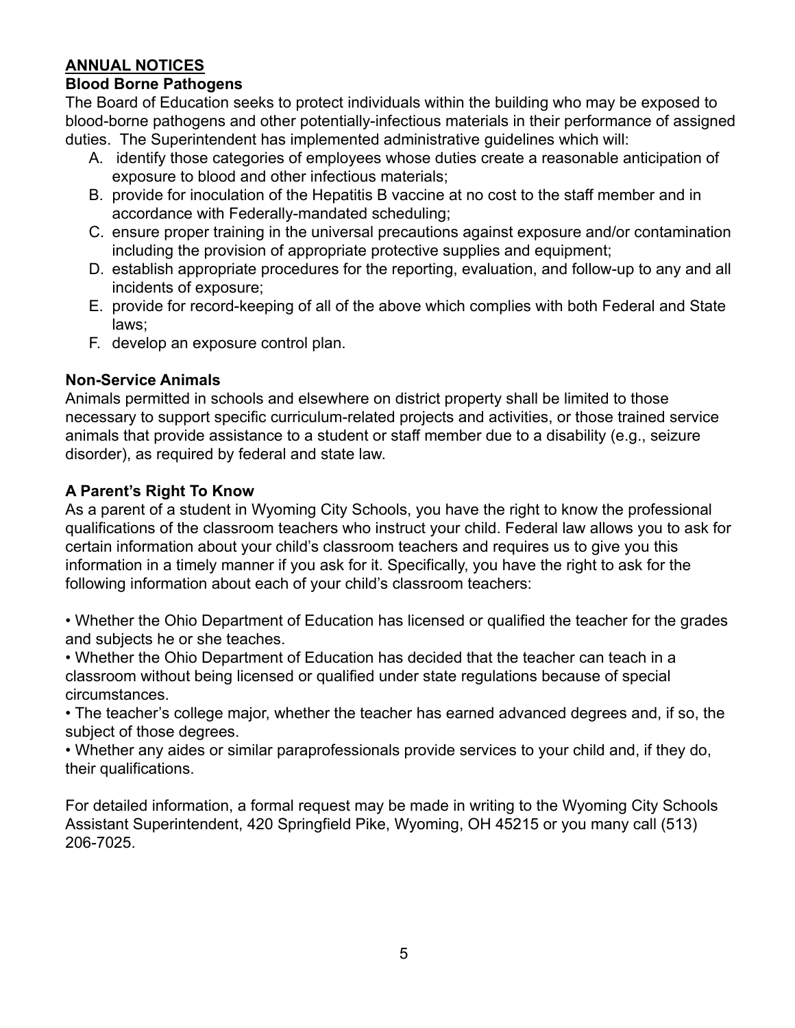## ANNUAL NOTICES

### Blood Borne Pathogens

The Board of Education seeks to protect individuals within the building who may be exposed to blood-borne pathogens and other potentially-infectious materials in their performance of assigned duties. The Superintendent has implemented administrative guidelines which will:

A. identify those categories of employees whose duties create a reasonable anticipation of exposure to blood and other infectious materials;
B. provide for inoculation of the Hepatitis B vaccine at no cost to the staff member and in accordance with Federally-mandated scheduling;
C. ensure proper training in the universal precautions against exposure and/or contamination including the provision of appropriate protective supplies and equipment;
D. establish appropriate procedures for the reporting, evaluation, and follow-up to any and all incidents of exposure;
E. provide for record-keeping of all of the above which complies with both Federal and State laws;
F. develop an exposure control plan.

### Non-Service Animals

Animals permitted in schools and elsewhere on district property shall be limited to those necessary to support specific curriculum-related projects and activities, or those trained service animals that provide assistance to a student or staff member due to a disability (e.g., seizure disorder), as required by federal and state law.

### A Parent's Right To Know

As a parent of a student in Wyoming City Schools, you have the right to know the professional qualifications of the classroom teachers who instruct your child. Federal law allows you to ask for certain information about your child's classroom teachers and requires us to give you this information in a timely manner if you ask for it. Specifically, you have the right to ask for the following information about each of your child's classroom teachers:

• Whether the Ohio Department of Education has licensed or qualified the teacher for the grades and subjects he or she teaches.
• Whether the Ohio Department of Education has decided that the teacher can teach in a classroom without being licensed or qualified under state regulations because of special circumstances.
• The teacher's college major, whether the teacher has earned advanced degrees and, if so, the subject of those degrees.
• Whether any aides or similar paraprofessionals provide services to your child and, if they do, their qualifications.

For detailed information, a formal request may be made in writing to the Wyoming City Schools Assistant Superintendent, 420 Springfield Pike, Wyoming, OH 45215 or you many call (513) 206-7025.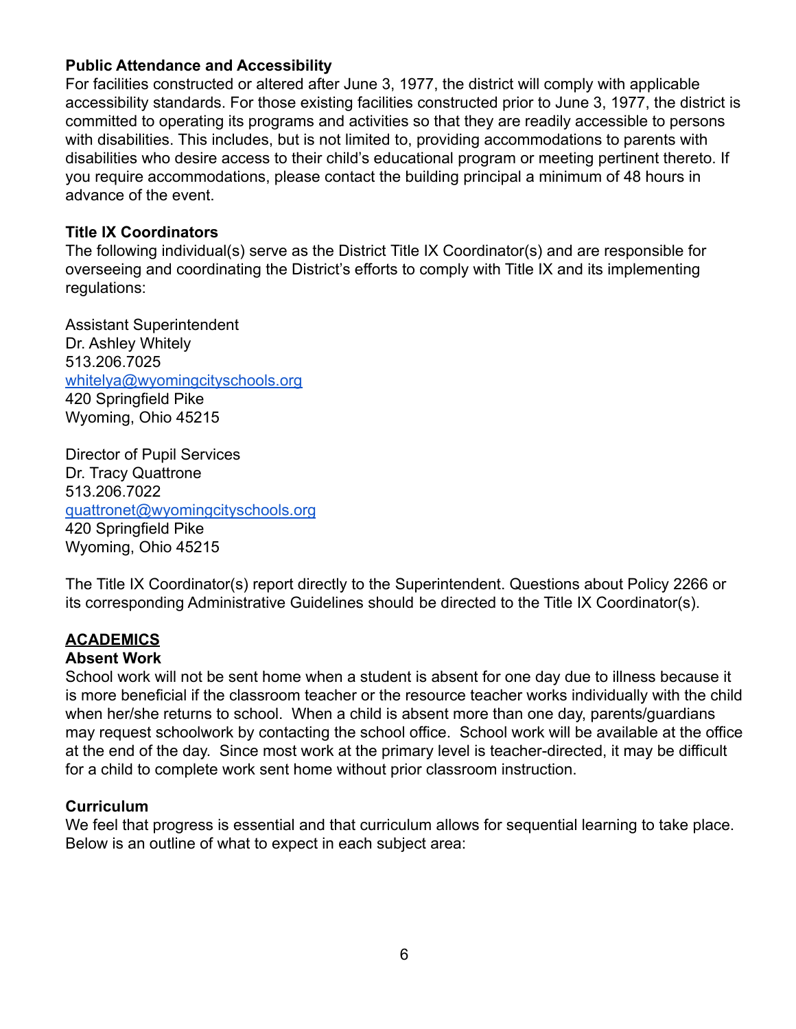**Public Attendance and Accessibility**

For facilities constructed or altered after June 3, 1977, the district will comply with applicable accessibility standards. For those existing facilities constructed prior to June 3, 1977, the district is committed to operating its programs and activities so that they are readily accessible to persons with disabilities. This includes, but is not limited to, providing accommodations to parents with disabilities who desire access to their child's educational program or meeting pertinent thereto. If you require accommodations, please contact the building principal a minimum of 48 hours in advance of the event.

**Title IX Coordinators**

The following individual(s) serve as the District Title IX Coordinator(s) and are responsible for overseeing and coordinating the District's efforts to comply with Title IX and its implementing regulations:

Assistant Superintendent
Dr. Ashley Whitely
513.206.7025
whitelya@wyomingcityschools.org
420 Springfield Pike
Wyoming, Ohio 45215

Director of Pupil Services
Dr. Tracy Quattrone
513.206.7022
quattronet@wyomingcityschools.org
420 Springfield Pike
Wyoming, Ohio 45215

The Title IX Coordinator(s) report directly to the Superintendent. Questions about Policy 2266 or its corresponding Administrative Guidelines should be directed to the Title IX Coordinator(s).

## ACADEMICS

**Absent Work**

School work will not be sent home when a student is absent for one day due to illness because it is more beneficial if the classroom teacher or the resource teacher works individually with the child when her/she returns to school. When a child is absent more than one day, parents/guardians may request schoolwork by contacting the school office. School work will be available at the office at the end of the day. Since most work at the primary level is teacher-directed, it may be difficult for a child to complete work sent home without prior classroom instruction.

**Curriculum**

We feel that progress is essential and that curriculum allows for sequential learning to take place. Below is an outline of what to expect in each subject area: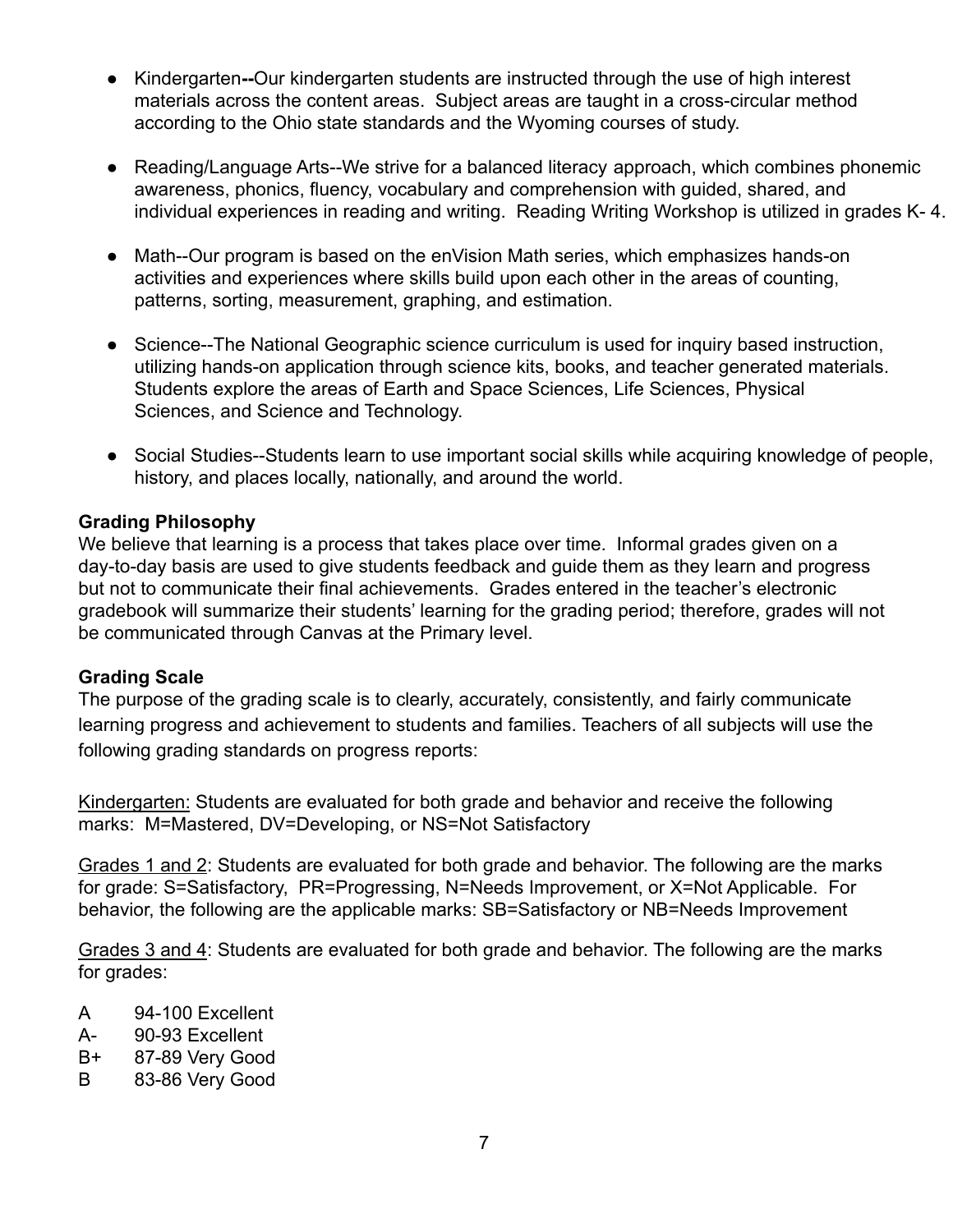- Kindergarten--Our kindergarten students are instructed through the use of high interest materials across the content areas. Subject areas are taught in a cross-circular method according to the Ohio state standards and the Wyoming courses of study.

- Reading/Language Arts--We strive for a balanced literacy approach, which combines phonemic awareness, phonics, fluency, vocabulary and comprehension with guided, shared, and individual experiences in reading and writing. Reading Writing Workshop is utilized in grades K- 4.

- Math--Our program is based on the enVision Math series, which emphasizes hands-on activities and experiences where skills build upon each other in the areas of counting, patterns, sorting, measurement, graphing, and estimation.

- Science--The National Geographic science curriculum is used for inquiry based instruction, utilizing hands-on application through science kits, books, and teacher generated materials. Students explore the areas of Earth and Space Sciences, Life Sciences, Physical Sciences, and Science and Technology.

- Social Studies--Students learn to use important social skills while acquiring knowledge of people, history, and places locally, nationally, and around the world.

**Grading Philosophy**

We believe that learning is a process that takes place over time. Informal grades given on a day-to-day basis are used to give students feedback and guide them as they learn and progress but not to communicate their final achievements. Grades entered in the teacher's electronic gradebook will summarize their students' learning for the grading period; therefore, grades will not be communicated through Canvas at the Primary level.

**Grading Scale**

The purpose of the grading scale is to clearly, accurately, consistently, and fairly communicate learning progress and achievement to students and families. Teachers of all subjects will use the following grading standards on progress reports:

<u>Kindergarten:</u> Students are evaluated for both grade and behavior and receive the following marks: M=Mastered, DV=Developing, or NS=Not Satisfactory

<u>Grades 1 and 2</u>: Students are evaluated for both grade and behavior. The following are the marks for grade: S=Satisfactory, PR=Progressing, N=Needs Improvement, or X=Not Applicable. For behavior, the following are the applicable marks: SB=Satisfactory or NB=Needs Improvement

<u>Grades 3 and 4</u>: Students are evaluated for both grade and behavior. The following are the marks for grades:

A 94-100 Excellent
A- 90-93 Excellent
B+ 87-89 Very Good
B 83-86 Very Good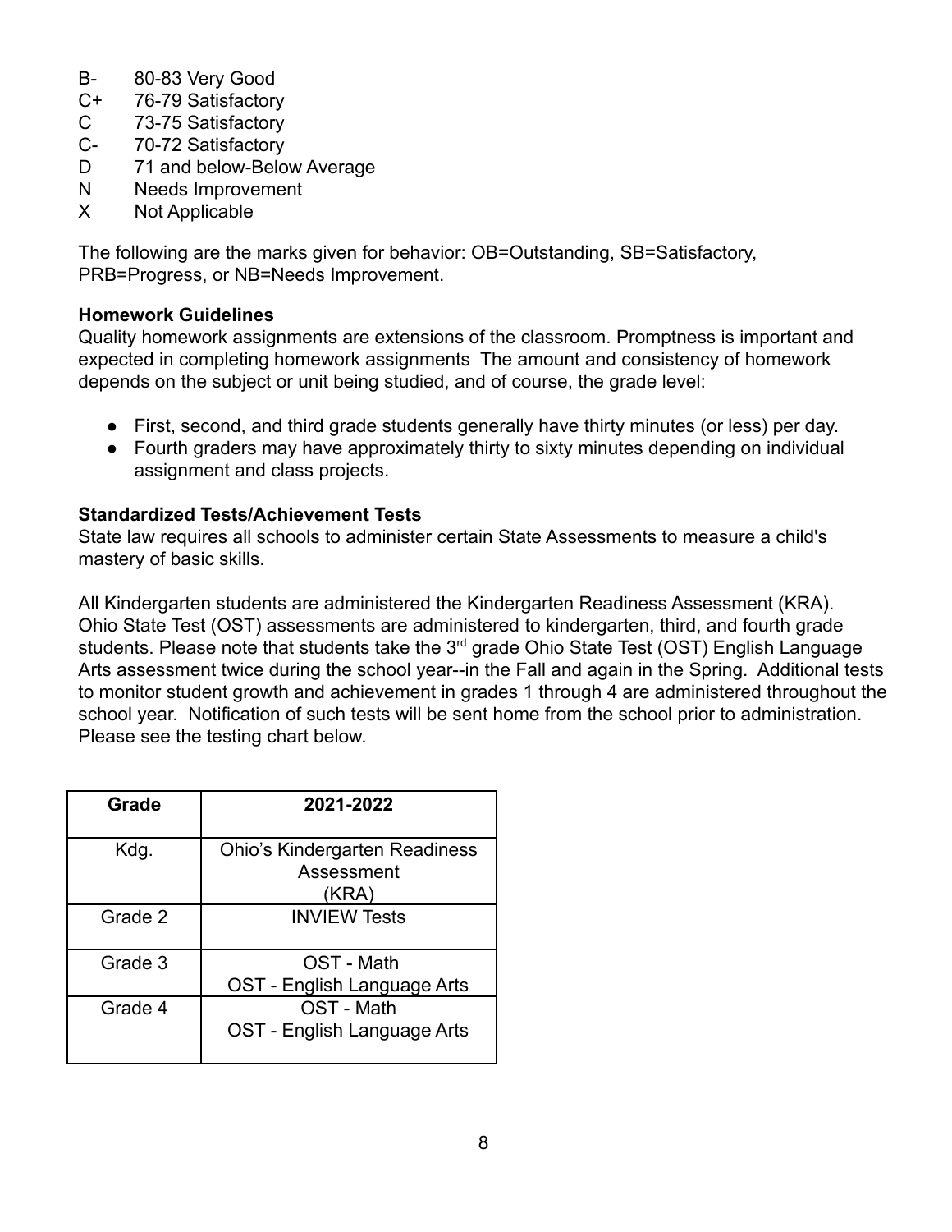B- 80-83 Very Good
C+ 76-79 Satisfactory
C 73-75 Satisfactory
C- 70-72 Satisfactory
D 71 and below-Below Average
N Needs Improvement
X Not Applicable

The following are the marks given for behavior: OB=Outstanding, SB=Satisfactory, PRB=Progress, or NB=Needs Improvement.

**Homework Guidelines**

Quality homework assignments are extensions of the classroom. Promptness is important and expected in completing homework assignments  The amount and consistency of homework depends on the subject or unit being studied, and of course, the grade level:

- First, second, and third grade students generally have thirty minutes (or less) per day.
- Fourth graders may have approximately thirty to sixty minutes depending on individual assignment and class projects.

**Standardized Tests/Achievement Tests**

State law requires all schools to administer certain State Assessments to measure a child's mastery of basic skills.

All Kindergarten students are administered the Kindergarten Readiness Assessment (KRA). Ohio State Test (OST) assessments are administered to kindergarten, third, and fourth grade students. Please note that students take the 3rd grade Ohio State Test (OST) English Language Arts assessment twice during the school year--in the Fall and again in the Spring.  Additional tests to monitor student growth and achievement in grades 1 through 4 are administered throughout the school year.  Notification of such tests will be sent home from the school prior to administration. Please see the testing chart below.

| Grade | 2021-2022 |
|---|---|
| Kdg. | Ohio's Kindergarten Readiness Assessment (KRA) |
| Grade 2 | INVIEW Tests |
| Grade 3 | OST - Math<br>OST - English Language Arts |
| Grade 4 | OST - Math<br>OST - English Language Arts |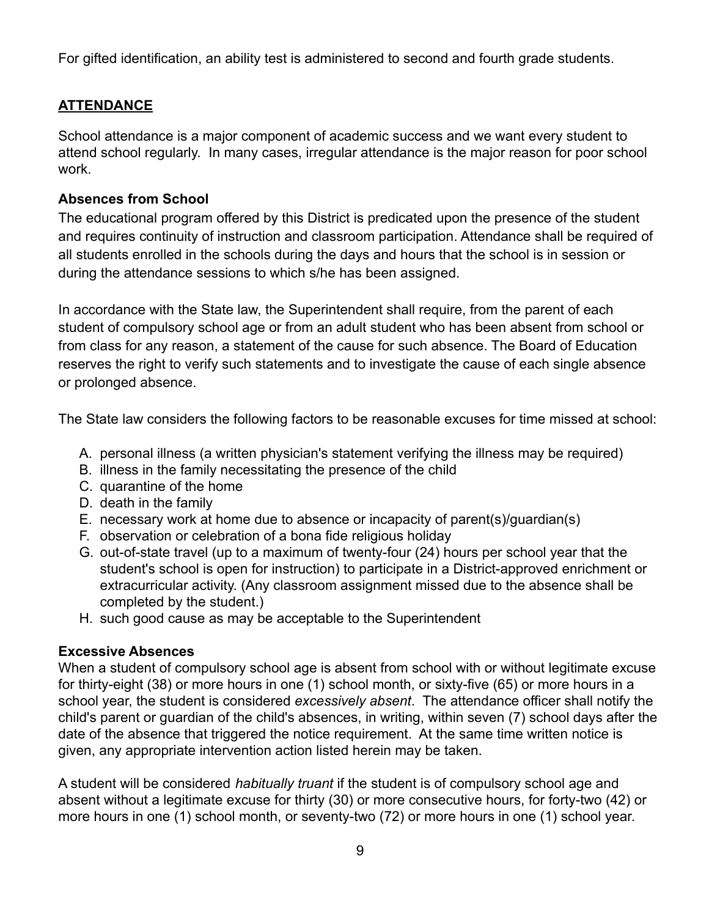For gifted identification, an ability test is administered to second and fourth grade students.

## ATTENDANCE

School attendance is a major component of academic success and we want every student to attend school regularly. In many cases, irregular attendance is the major reason for poor school work.

### Absences from School

The educational program offered by this District is predicated upon the presence of the student and requires continuity of instruction and classroom participation. Attendance shall be required of all students enrolled in the schools during the days and hours that the school is in session or during the attendance sessions to which s/he has been assigned.

In accordance with the State law, the Superintendent shall require, from the parent of each student of compulsory school age or from an adult student who has been absent from school or from class for any reason, a statement of the cause for such absence. The Board of Education reserves the right to verify such statements and to investigate the cause of each single absence or prolonged absence.

The State law considers the following factors to be reasonable excuses for time missed at school:

A. personal illness (a written physician's statement verifying the illness may be required)
B. illness in the family necessitating the presence of the child
C. quarantine of the home
D. death in the family
E. necessary work at home due to absence or incapacity of parent(s)/guardian(s)
F. observation or celebration of a bona fide religious holiday
G. out-of-state travel (up to a maximum of twenty-four (24) hours per school year that the student's school is open for instruction) to participate in a District-approved enrichment or extracurricular activity. (Any classroom assignment missed due to the absence shall be completed by the student.)
H. such good cause as may be acceptable to the Superintendent

### Excessive Absences

When a student of compulsory school age is absent from school with or without legitimate excuse for thirty-eight (38) or more hours in one (1) school month, or sixty-five (65) or more hours in a school year, the student is considered *excessively absent*. The attendance officer shall notify the child's parent or guardian of the child's absences, in writing, within seven (7) school days after the date of the absence that triggered the notice requirement. At the same time written notice is given, any appropriate intervention action listed herein may be taken.

A student will be considered *habitually truant* if the student is of compulsory school age and absent without a legitimate excuse for thirty (30) or more consecutive hours, for forty-two (42) or more hours in one (1) school month, or seventy-two (72) or more hours in one (1) school year.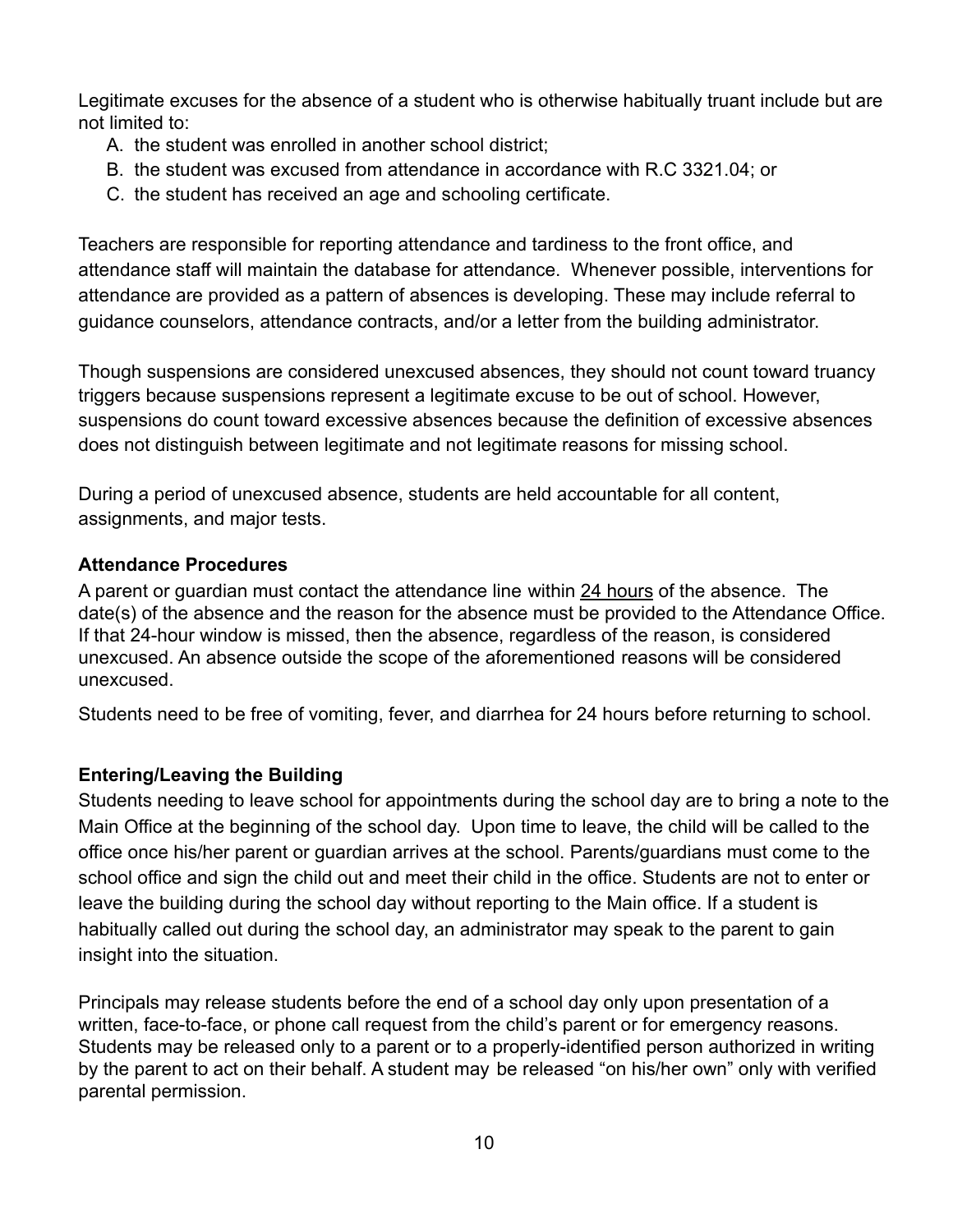Legitimate excuses for the absence of a student who is otherwise habitually truant include but are not limited to:

A. the student was enrolled in another school district;
B. the student was excused from attendance in accordance with R.C 3321.04; or
C. the student has received an age and schooling certificate.

Teachers are responsible for reporting attendance and tardiness to the front office, and attendance staff will maintain the database for attendance. Whenever possible, interventions for attendance are provided as a pattern of absences is developing. These may include referral to guidance counselors, attendance contracts, and/or a letter from the building administrator.

Though suspensions are considered unexcused absences, they should not count toward truancy triggers because suspensions represent a legitimate excuse to be out of school. However, suspensions do count toward excessive absences because the definition of excessive absences does not distinguish between legitimate and not legitimate reasons for missing school.

During a period of unexcused absence, students are held accountable for all content, assignments, and major tests.

**Attendance Procedures**

A parent or guardian must contact the attendance line within <u>24 hours</u> of the absence. The date(s) of the absence and the reason for the absence must be provided to the Attendance Office. If that 24-hour window is missed, then the absence, regardless of the reason, is considered unexcused. An absence outside the scope of the aforementioned reasons will be considered unexcused.

Students need to be free of vomiting, fever, and diarrhea for 24 hours before returning to school.

**Entering/Leaving the Building**

Students needing to leave school for appointments during the school day are to bring a note to the Main Office at the beginning of the school day. Upon time to leave, the child will be called to the office once his/her parent or guardian arrives at the school. Parents/guardians must come to the school office and sign the child out and meet their child in the office. Students are not to enter or leave the building during the school day without reporting to the Main office. If a student is habitually called out during the school day, an administrator may speak to the parent to gain insight into the situation.

Principals may release students before the end of a school day only upon presentation of a written, face-to-face, or phone call request from the child's parent or for emergency reasons. Students may be released only to a parent or to a properly-identified person authorized in writing by the parent to act on their behalf. A student may be released "on his/her own" only with verified parental permission.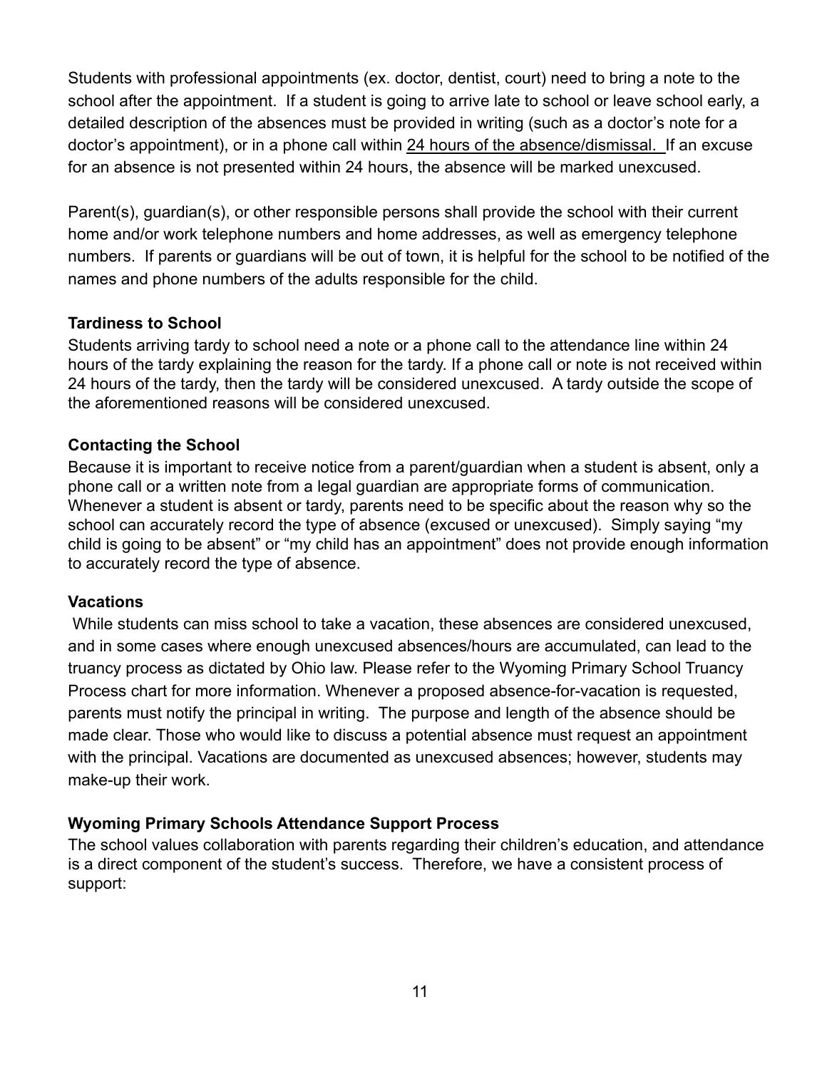Students with professional appointments (ex. doctor, dentist, court) need to bring a note to the school after the appointment. If a student is going to arrive late to school or leave school early, a detailed description of the absences must be provided in writing (such as a doctor's note for a doctor's appointment), or in a phone call within 24 hours of the absence/dismissal. If an excuse for an absence is not presented within 24 hours, the absence will be marked unexcused.

Parent(s), guardian(s), or other responsible persons shall provide the school with their current home and/or work telephone numbers and home addresses, as well as emergency telephone numbers. If parents or guardians will be out of town, it is helpful for the school to be notified of the names and phone numbers of the adults responsible for the child.

**Tardiness to School**

Students arriving tardy to school need a note or a phone call to the attendance line within 24 hours of the tardy explaining the reason for the tardy. If a phone call or note is not received within 24 hours of the tardy, then the tardy will be considered unexcused. A tardy outside the scope of the aforementioned reasons will be considered unexcused.

**Contacting the School**

Because it is important to receive notice from a parent/guardian when a student is absent, only a phone call or a written note from a legal guardian are appropriate forms of communication. Whenever a student is absent or tardy, parents need to be specific about the reason why so the school can accurately record the type of absence (excused or unexcused). Simply saying "my child is going to be absent" or "my child has an appointment" does not provide enough information to accurately record the type of absence.

**Vacations**

While students can miss school to take a vacation, these absences are considered unexcused, and in some cases where enough unexcused absences/hours are accumulated, can lead to the truancy process as dictated by Ohio law. Please refer to the Wyoming Primary School Truancy Process chart for more information. Whenever a proposed absence-for-vacation is requested, parents must notify the principal in writing. The purpose and length of the absence should be made clear. Those who would like to discuss a potential absence must request an appointment with the principal. Vacations are documented as unexcused absences; however, students may make-up their work.

**Wyoming Primary Schools Attendance Support Process**

The school values collaboration with parents regarding their children's education, and attendance is a direct component of the student's success. Therefore, we have a consistent process of support: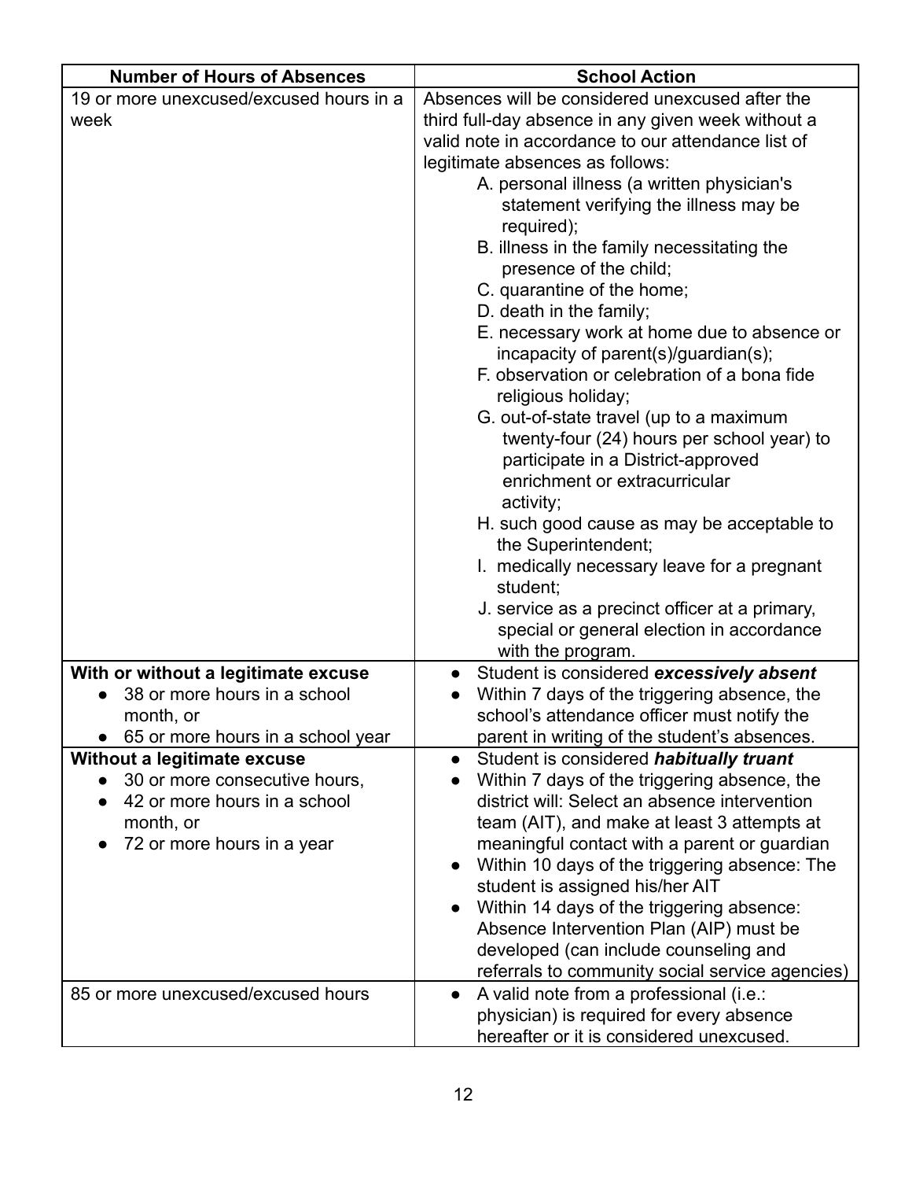| Number of Hours of Absences | School Action |
|---|---|
| 19 or more unexcused/excused hours in a week | Absences will be considered unexcused after the third full-day absence in any given week without a valid note in accordance to our attendance list of legitimate absences as follows:<br>A. personal illness (a written physician's statement verifying the illness may be required);<br>B. illness in the family necessitating the presence of the child;<br>C. quarantine of the home;<br>D. death in the family;<br>E. necessary work at home due to absence or incapacity of parent(s)/guardian(s);<br>F. observation or celebration of a bona fide religious holiday;<br>G. out-of-state travel (up to a maximum twenty-four (24) hours per school year) to participate in a District-approved enrichment or extracurricular activity;<br>H. such good cause as may be acceptable to the Superintendent;<br>I. medically necessary leave for a pregnant student;<br>J. service as a precinct officer at a primary, special or general election in accordance with the program. |
| **With or without a legitimate excuse**<br>● 38 or more hours in a school month, or<br>● 65 or more hours in a school year | ● Student is considered ***excessively absent***<br>● Within 7 days of the triggering absence, the school's attendance officer must notify the parent in writing of the student's absences. |
| **Without a legitimate excuse**<br>● 30 or more consecutive hours,<br>● 42 or more hours in a school month, or<br>● 72 or more hours in a year | ● Student is considered ***habitually truant***<br>● Within 7 days of the triggering absence, the district will: Select an absence intervention team (AIT), and make at least 3 attempts at meaningful contact with a parent or guardian<br>● Within 10 days of the triggering absence: The student is assigned his/her AIT<br>● Within 14 days of the triggering absence: Absence Intervention Plan (AIP) must be developed (can include counseling and referrals to community social service agencies) |
| 85 or more unexcused/excused hours | ● A valid note from a professional (i.e.: physician) is required for every absence hereafter or it is considered unexcused. |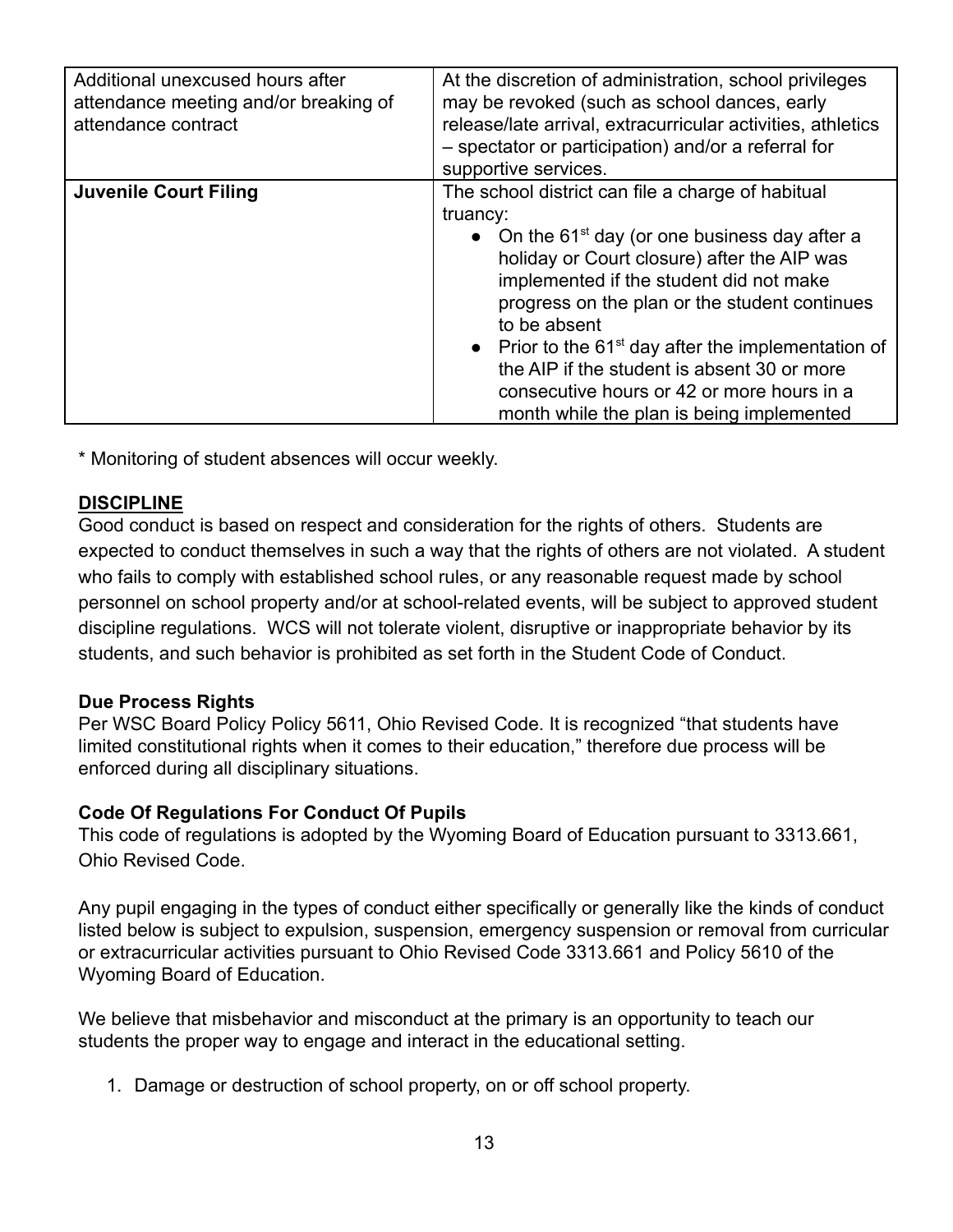| Additional unexcused hours after attendance meeting and/or breaking of attendance contract | At the discretion of administration, school privileges may be revoked (such as school dances, early release/late arrival, extracurricular activities, athletics – spectator or participation) and/or a referral for supportive services. |
|---|---|
| **Juvenile Court Filing** | The school district can file a charge of habitual truancy: <br>• On the 61st day (or one business day after a holiday or Court closure) after the AIP was implemented if the student did not make progress on the plan or the student continues to be absent <br>• Prior to the 61st day after the implementation of the AIP if the student is absent 30 or more consecutive hours or 42 or more hours in a month while the plan is being implemented |

* Monitoring of student absences will occur weekly.

## DISCIPLINE

Good conduct is based on respect and consideration for the rights of others. Students are expected to conduct themselves in such a way that the rights of others are not violated. A student who fails to comply with established school rules, or any reasonable request made by school personnel on school property and/or at school-related events, will be subject to approved student discipline regulations. WCS will not tolerate violent, disruptive or inappropriate behavior by its students, and such behavior is prohibited as set forth in the Student Code of Conduct.

### Due Process Rights

Per WSC Board Policy Policy 5611, Ohio Revised Code. It is recognized "that students have limited constitutional rights when it comes to their education," therefore due process will be enforced during all disciplinary situations.

### Code Of Regulations For Conduct Of Pupils

This code of regulations is adopted by the Wyoming Board of Education pursuant to 3313.661, Ohio Revised Code.

Any pupil engaging in the types of conduct either specifically or generally like the kinds of conduct listed below is subject to expulsion, suspension, emergency suspension or removal from curricular or extracurricular activities pursuant to Ohio Revised Code 3313.661 and Policy 5610 of the Wyoming Board of Education.

We believe that misbehavior and misconduct at the primary is an opportunity to teach our students the proper way to engage and interact in the educational setting.

1. Damage or destruction of school property, on or off school property.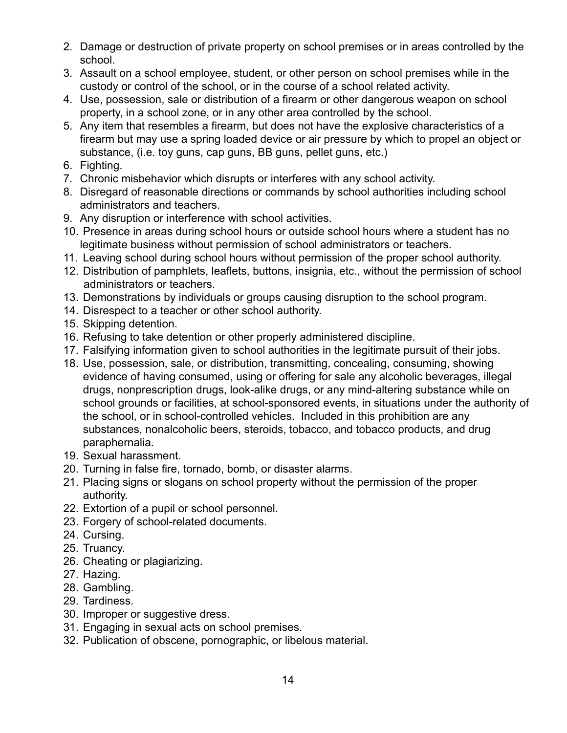2. Damage or destruction of private property on school premises or in areas controlled by the school.
3. Assault on a school employee, student, or other person on school premises while in the custody or control of the school, or in the course of a school related activity.
4. Use, possession, sale or distribution of a firearm or other dangerous weapon on school property, in a school zone, or in any other area controlled by the school.
5. Any item that resembles a firearm, but does not have the explosive characteristics of a firearm but may use a spring loaded device or air pressure by which to propel an object or substance, (i.e. toy guns, cap guns, BB guns, pellet guns, etc.)
6. Fighting.
7. Chronic misbehavior which disrupts or interferes with any school activity.
8. Disregard of reasonable directions or commands by school authorities including school administrators and teachers.
9. Any disruption or interference with school activities.
10. Presence in areas during school hours or outside school hours where a student has no legitimate business without permission of school administrators or teachers.
11. Leaving school during school hours without permission of the proper school authority.
12. Distribution of pamphlets, leaflets, buttons, insignia, etc., without the permission of school administrators or teachers.
13. Demonstrations by individuals or groups causing disruption to the school program.
14. Disrespect to a teacher or other school authority.
15. Skipping detention.
16. Refusing to take detention or other properly administered discipline.
17. Falsifying information given to school authorities in the legitimate pursuit of their jobs.
18. Use, possession, sale, or distribution, transmitting, concealing, consuming, showing evidence of having consumed, using or offering for sale any alcoholic beverages, illegal drugs, nonprescription drugs, look-alike drugs, or any mind-altering substance while on school grounds or facilities, at school-sponsored events, in situations under the authority of the school, or in school-controlled vehicles. Included in this prohibition are any substances, nonalcoholic beers, steroids, tobacco, and tobacco products, and drug paraphernalia.
19. Sexual harassment.
20. Turning in false fire, tornado, bomb, or disaster alarms.
21. Placing signs or slogans on school property without the permission of the proper authority.
22. Extortion of a pupil or school personnel.
23. Forgery of school-related documents.
24. Cursing.
25. Truancy.
26. Cheating or plagiarizing.
27. Hazing.
28. Gambling.
29. Tardiness.
30. Improper or suggestive dress.
31. Engaging in sexual acts on school premises.
32. Publication of obscene, pornographic, or libelous material.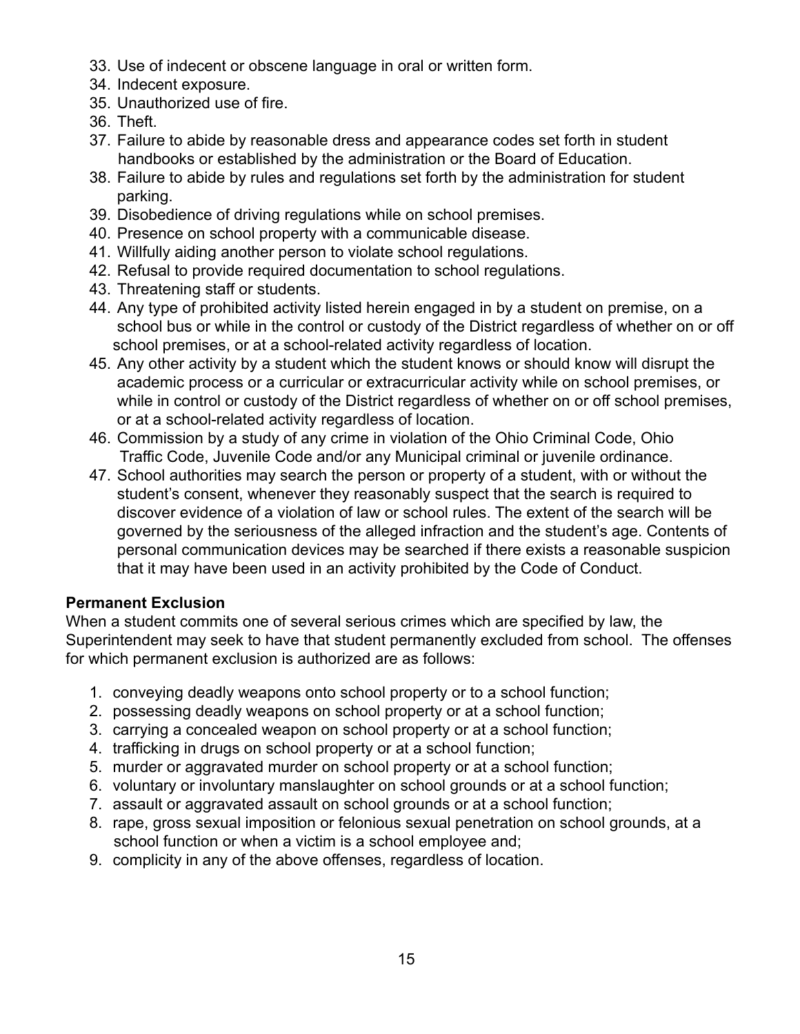33. Use of indecent or obscene language in oral or written form.
34. Indecent exposure.
35. Unauthorized use of fire.
36. Theft.
37. Failure to abide by reasonable dress and appearance codes set forth in student handbooks or established by the administration or the Board of Education.
38. Failure to abide by rules and regulations set forth by the administration for student parking.
39. Disobedience of driving regulations while on school premises.
40. Presence on school property with a communicable disease.
41. Willfully aiding another person to violate school regulations.
42. Refusal to provide required documentation to school regulations.
43. Threatening staff or students.
44. Any type of prohibited activity listed herein engaged in by a student on premise, on a school bus or while in the control or custody of the District regardless of whether on or off school premises, or at a school-related activity regardless of location.
45. Any other activity by a student which the student knows or should know will disrupt the academic process or a curricular or extracurricular activity while on school premises, or while in control or custody of the District regardless of whether on or off school premises, or at a school-related activity regardless of location.
46. Commission by a study of any crime in violation of the Ohio Criminal Code, Ohio Traffic Code, Juvenile Code and/or any Municipal criminal or juvenile ordinance.
47. School authorities may search the person or property of a student, with or without the student's consent, whenever they reasonably suspect that the search is required to discover evidence of a violation of law or school rules. The extent of the search will be governed by the seriousness of the alleged infraction and the student's age. Contents of personal communication devices may be searched if there exists a reasonable suspicion that it may have been used in an activity prohibited by the Code of Conduct.

**Permanent Exclusion**

When a student commits one of several serious crimes which are specified by law, the Superintendent may seek to have that student permanently excluded from school. The offenses for which permanent exclusion is authorized are as follows:

1. conveying deadly weapons onto school property or to a school function;
2. possessing deadly weapons on school property or at a school function;
3. carrying a concealed weapon on school property or at a school function;
4. trafficking in drugs on school property or at a school function;
5. murder or aggravated murder on school property or at a school function;
6. voluntary or involuntary manslaughter on school grounds or at a school function;
7. assault or aggravated assault on school grounds or at a school function;
8. rape, gross sexual imposition or felonious sexual penetration on school grounds, at a school function or when a victim is a school employee and;
9. complicity in any of the above offenses, regardless of location.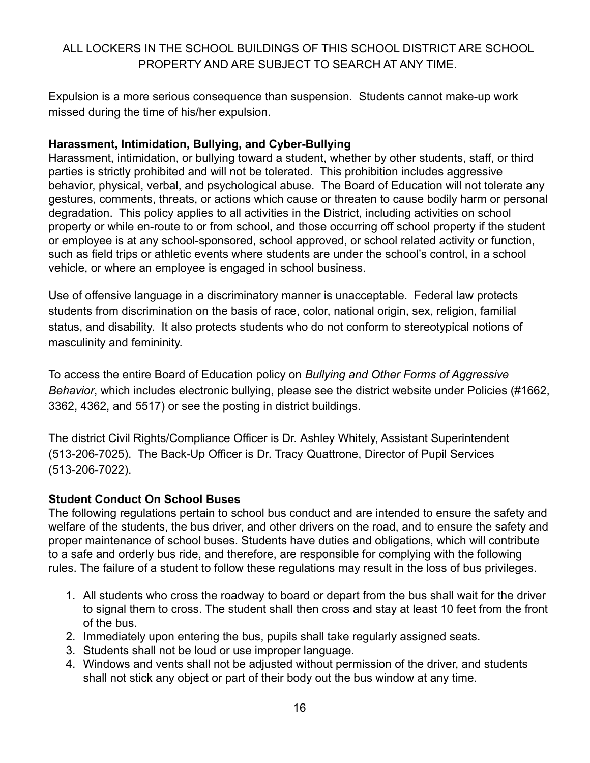ALL LOCKERS IN THE SCHOOL BUILDINGS OF THIS SCHOOL DISTRICT ARE SCHOOL PROPERTY AND ARE SUBJECT TO SEARCH AT ANY TIME.

Expulsion is a more serious consequence than suspension. Students cannot make-up work missed during the time of his/her expulsion.

**Harassment, Intimidation, Bullying, and Cyber-Bullying**

Harassment, intimidation, or bullying toward a student, whether by other students, staff, or third parties is strictly prohibited and will not be tolerated. This prohibition includes aggressive behavior, physical, verbal, and psychological abuse. The Board of Education will not tolerate any gestures, comments, threats, or actions which cause or threaten to cause bodily harm or personal degradation. This policy applies to all activities in the District, including activities on school property or while en-route to or from school, and those occurring off school property if the student or employee is at any school-sponsored, school approved, or school related activity or function, such as field trips or athletic events where students are under the school's control, in a school vehicle, or where an employee is engaged in school business.

Use of offensive language in a discriminatory manner is unacceptable. Federal law protects students from discrimination on the basis of race, color, national origin, sex, religion, familial status, and disability. It also protects students who do not conform to stereotypical notions of masculinity and femininity.

To access the entire Board of Education policy on *Bullying and Other Forms of Aggressive Behavior*, which includes electronic bullying, please see the district website under Policies (#1662, 3362, 4362, and 5517) or see the posting in district buildings.

The district Civil Rights/Compliance Officer is Dr. Ashley Whitely, Assistant Superintendent (513-206-7025). The Back-Up Officer is Dr. Tracy Quattrone, Director of Pupil Services (513-206-7022).

**Student Conduct On School Buses**

The following regulations pertain to school bus conduct and are intended to ensure the safety and welfare of the students, the bus driver, and other drivers on the road, and to ensure the safety and proper maintenance of school buses. Students have duties and obligations, which will contribute to a safe and orderly bus ride, and therefore, are responsible for complying with the following rules. The failure of a student to follow these regulations may result in the loss of bus privileges.

1. All students who cross the roadway to board or depart from the bus shall wait for the driver to signal them to cross. The student shall then cross and stay at least 10 feet from the front of the bus.
2. Immediately upon entering the bus, pupils shall take regularly assigned seats.
3. Students shall not be loud or use improper language.
4. Windows and vents shall not be adjusted without permission of the driver, and students shall not stick any object or part of their body out the bus window at any time.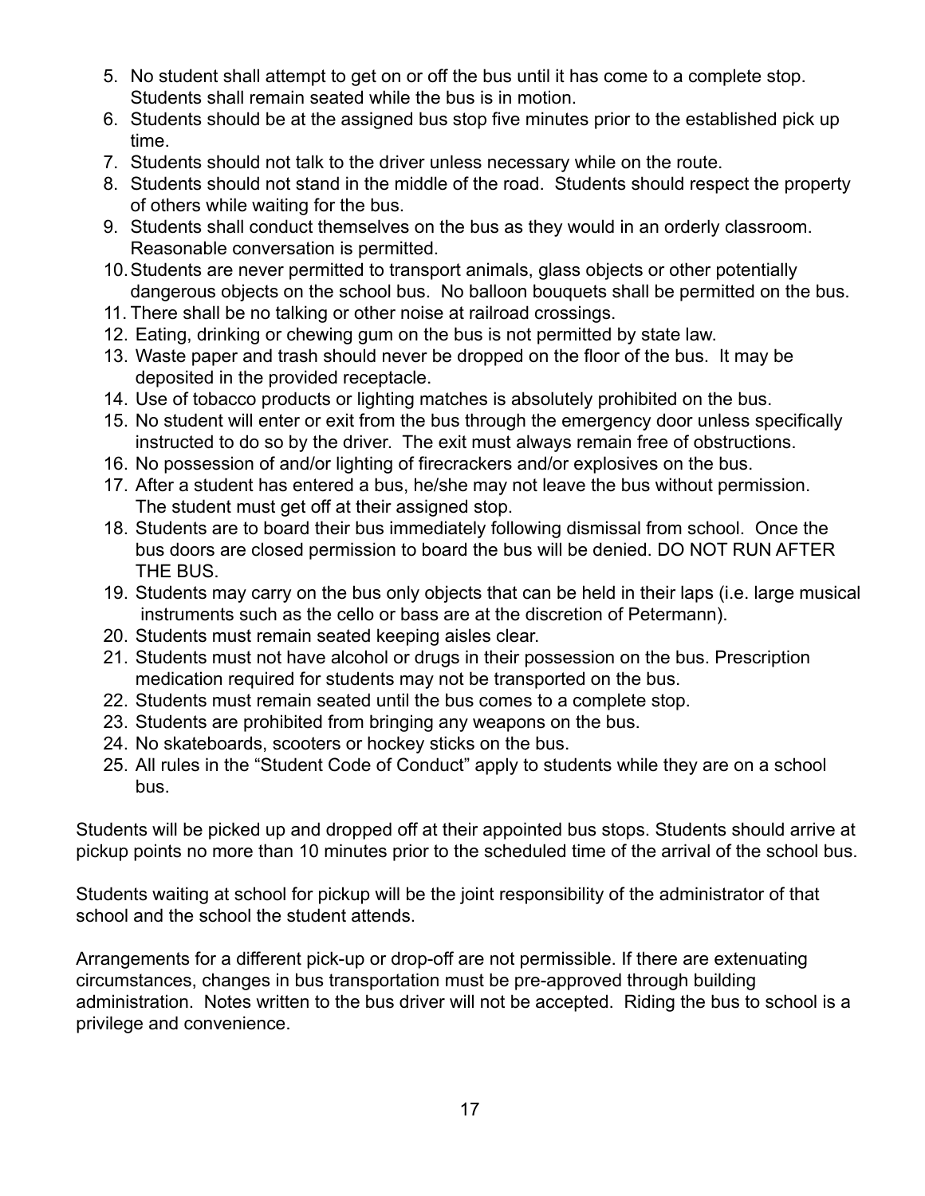5. No student shall attempt to get on or off the bus until it has come to a complete stop. Students shall remain seated while the bus is in motion.
6. Students should be at the assigned bus stop five minutes prior to the established pick up time.
7. Students should not talk to the driver unless necessary while on the route.
8. Students should not stand in the middle of the road. Students should respect the property of others while waiting for the bus.
9. Students shall conduct themselves on the bus as they would in an orderly classroom. Reasonable conversation is permitted.
10. Students are never permitted to transport animals, glass objects or other potentially dangerous objects on the school bus. No balloon bouquets shall be permitted on the bus.
11. There shall be no talking or other noise at railroad crossings.
12. Eating, drinking or chewing gum on the bus is not permitted by state law.
13. Waste paper and trash should never be dropped on the floor of the bus. It may be deposited in the provided receptacle.
14. Use of tobacco products or lighting matches is absolutely prohibited on the bus.
15. No student will enter or exit from the bus through the emergency door unless specifically instructed to do so by the driver. The exit must always remain free of obstructions.
16. No possession of and/or lighting of firecrackers and/or explosives on the bus.
17. After a student has entered a bus, he/she may not leave the bus without permission. The student must get off at their assigned stop.
18. Students are to board their bus immediately following dismissal from school. Once the bus doors are closed permission to board the bus will be denied. DO NOT RUN AFTER THE BUS.
19. Students may carry on the bus only objects that can be held in their laps (i.e. large musical instruments such as the cello or bass are at the discretion of Petermann).
20. Students must remain seated keeping aisles clear.
21. Students must not have alcohol or drugs in their possession on the bus. Prescription medication required for students may not be transported on the bus.
22. Students must remain seated until the bus comes to a complete stop.
23. Students are prohibited from bringing any weapons on the bus.
24. No skateboards, scooters or hockey sticks on the bus.
25. All rules in the "Student Code of Conduct" apply to students while they are on a school bus.

Students will be picked up and dropped off at their appointed bus stops. Students should arrive at pickup points no more than 10 minutes prior to the scheduled time of the arrival of the school bus.

Students waiting at school for pickup will be the joint responsibility of the administrator of that school and the school the student attends.

Arrangements for a different pick-up or drop-off are not permissible. If there are extenuating circumstances, changes in bus transportation must be pre-approved through building administration. Notes written to the bus driver will not be accepted. Riding the bus to school is a privilege and convenience.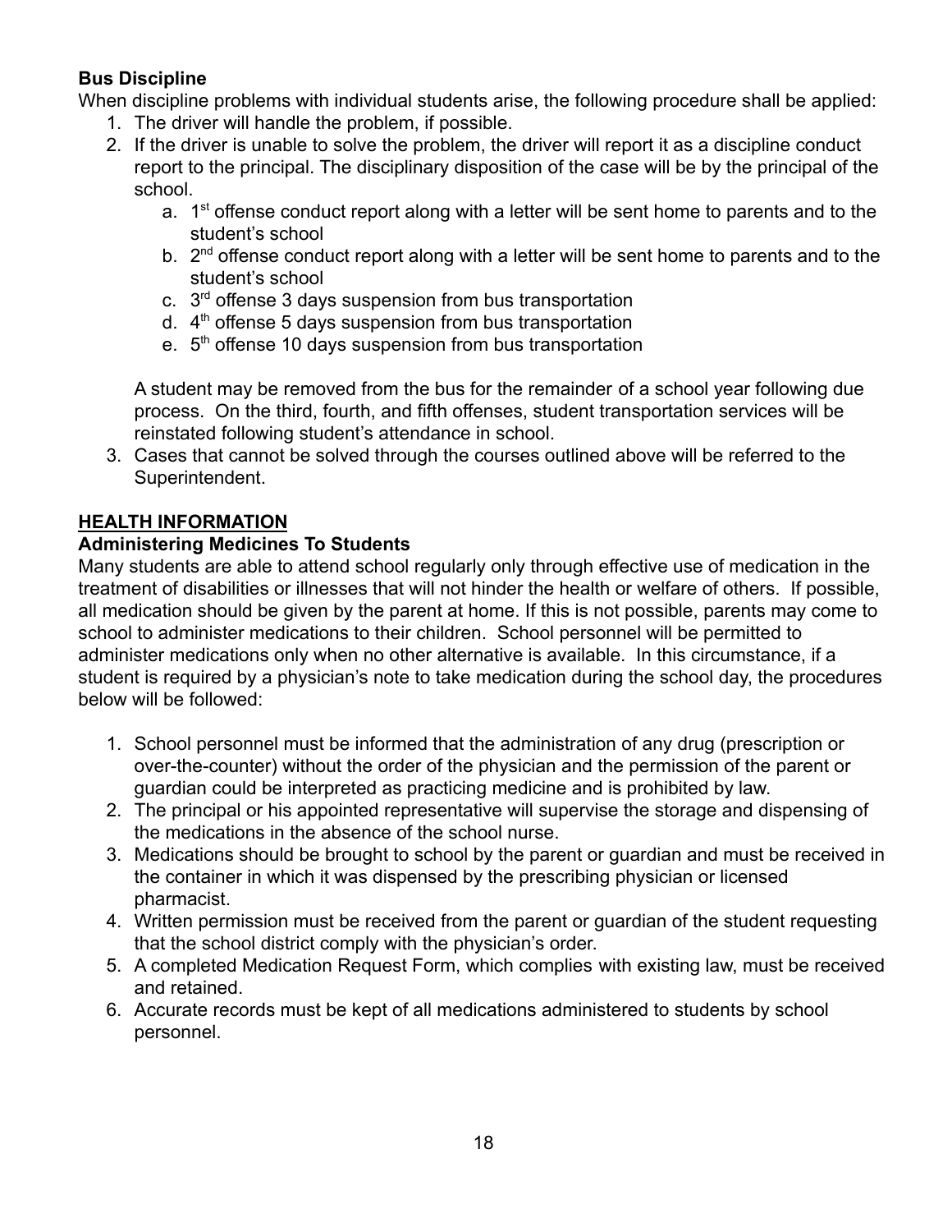**Bus Discipline**

When discipline problems with individual students arise, the following procedure shall be applied:

1. The driver will handle the problem, if possible.
2. If the driver is unable to solve the problem, the driver will report it as a discipline conduct report to the principal. The disciplinary disposition of the case will be by the principal of the school.
    a. 1st offense conduct report along with a letter will be sent home to parents and to the student's school
    b. 2nd offense conduct report along with a letter will be sent home to parents and to the student's school
    c. 3rd offense 3 days suspension from bus transportation
    d. 4th offense 5 days suspension from bus transportation
    e. 5th offense 10 days suspension from bus transportation

    A student may be removed from the bus for the remainder of a school year following due process. On the third, fourth, and fifth offenses, student transportation services will be reinstated following student's attendance in school.
3. Cases that cannot be solved through the courses outlined above will be referred to the Superintendent.

## HEALTH INFORMATION

**Administering Medicines To Students**

Many students are able to attend school regularly only through effective use of medication in the treatment of disabilities or illnesses that will not hinder the health or welfare of others. If possible, all medication should be given by the parent at home. If this is not possible, parents may come to school to administer medications to their children. School personnel will be permitted to administer medications only when no other alternative is available. In this circumstance, if a student is required by a physician's note to take medication during the school day, the procedures below will be followed:

1. School personnel must be informed that the administration of any drug (prescription or over-the-counter) without the order of the physician and the permission of the parent or guardian could be interpreted as practicing medicine and is prohibited by law.
2. The principal or his appointed representative will supervise the storage and dispensing of the medications in the absence of the school nurse.
3. Medications should be brought to school by the parent or guardian and must be received in the container in which it was dispensed by the prescribing physician or licensed pharmacist.
4. Written permission must be received from the parent or guardian of the student requesting that the school district comply with the physician's order.
5. A completed Medication Request Form, which complies with existing law, must be received and retained.
6. Accurate records must be kept of all medications administered to students by school personnel.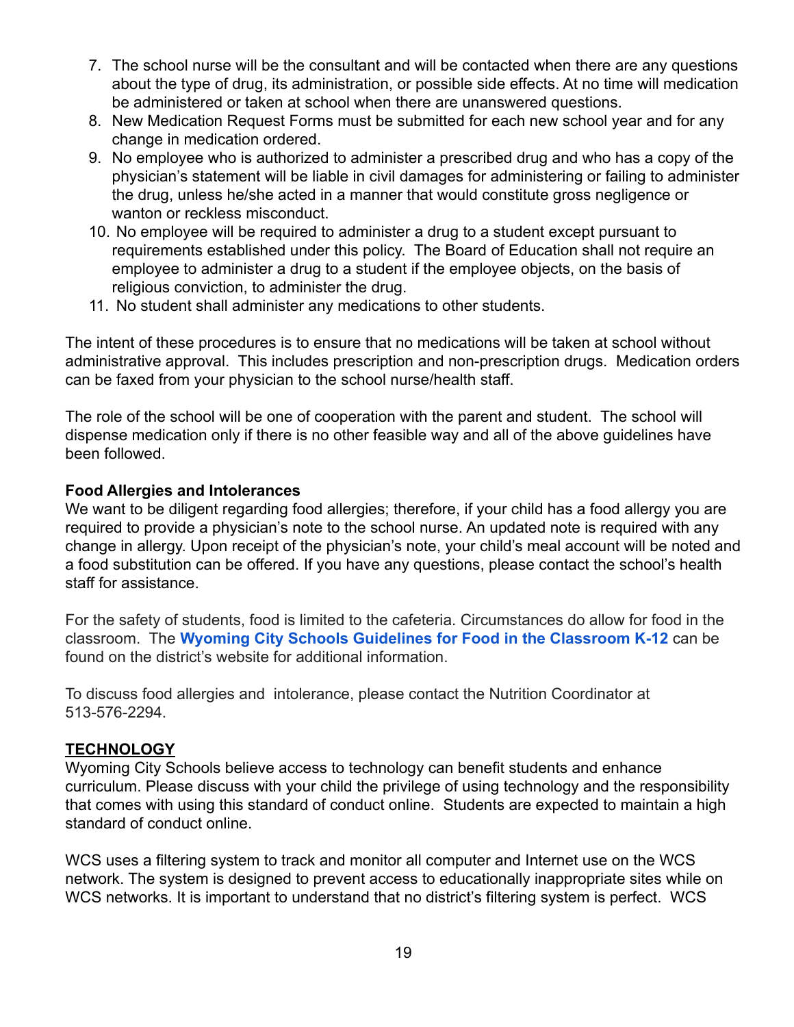7. The school nurse will be the consultant and will be contacted when there are any questions about the type of drug, its administration, or possible side effects. At no time will medication be administered or taken at school when there are unanswered questions.
8. New Medication Request Forms must be submitted for each new school year and for any change in medication ordered.
9. No employee who is authorized to administer a prescribed drug and who has a copy of the physician's statement will be liable in civil damages for administering or failing to administer the drug, unless he/she acted in a manner that would constitute gross negligence or wanton or reckless misconduct.
10. No employee will be required to administer a drug to a student except pursuant to requirements established under this policy. The Board of Education shall not require an employee to administer a drug to a student if the employee objects, on the basis of religious conviction, to administer the drug.
11. No student shall administer any medications to other students.

The intent of these procedures is to ensure that no medications will be taken at school without administrative approval. This includes prescription and non-prescription drugs. Medication orders can be faxed from your physician to the school nurse/health staff.

The role of the school will be one of cooperation with the parent and student. The school will dispense medication only if there is no other feasible way and all of the above guidelines have been followed.

**Food Allergies and Intolerances**

We want to be diligent regarding food allergies; therefore, if your child has a food allergy you are required to provide a physician's note to the school nurse. An updated note is required with any change in allergy. Upon receipt of the physician's note, your child's meal account will be noted and a food substitution can be offered. If you have any questions, please contact the school's health staff for assistance.

For the safety of students, food is limited to the cafeteria. Circumstances do allow for food in the classroom. The **Wyoming City Schools Guidelines for Food in the Classroom K-12** can be found on the district's website for additional information.

To discuss food allergies and intolerance, please contact the Nutrition Coordinator at 513-576-2294.

## TECHNOLOGY

Wyoming City Schools believe access to technology can benefit students and enhance curriculum. Please discuss with your child the privilege of using technology and the responsibility that comes with using this standard of conduct online. Students are expected to maintain a high standard of conduct online.

WCS uses a filtering system to track and monitor all computer and Internet use on the WCS network. The system is designed to prevent access to educationally inappropriate sites while on WCS networks. It is important to understand that no district's filtering system is perfect. WCS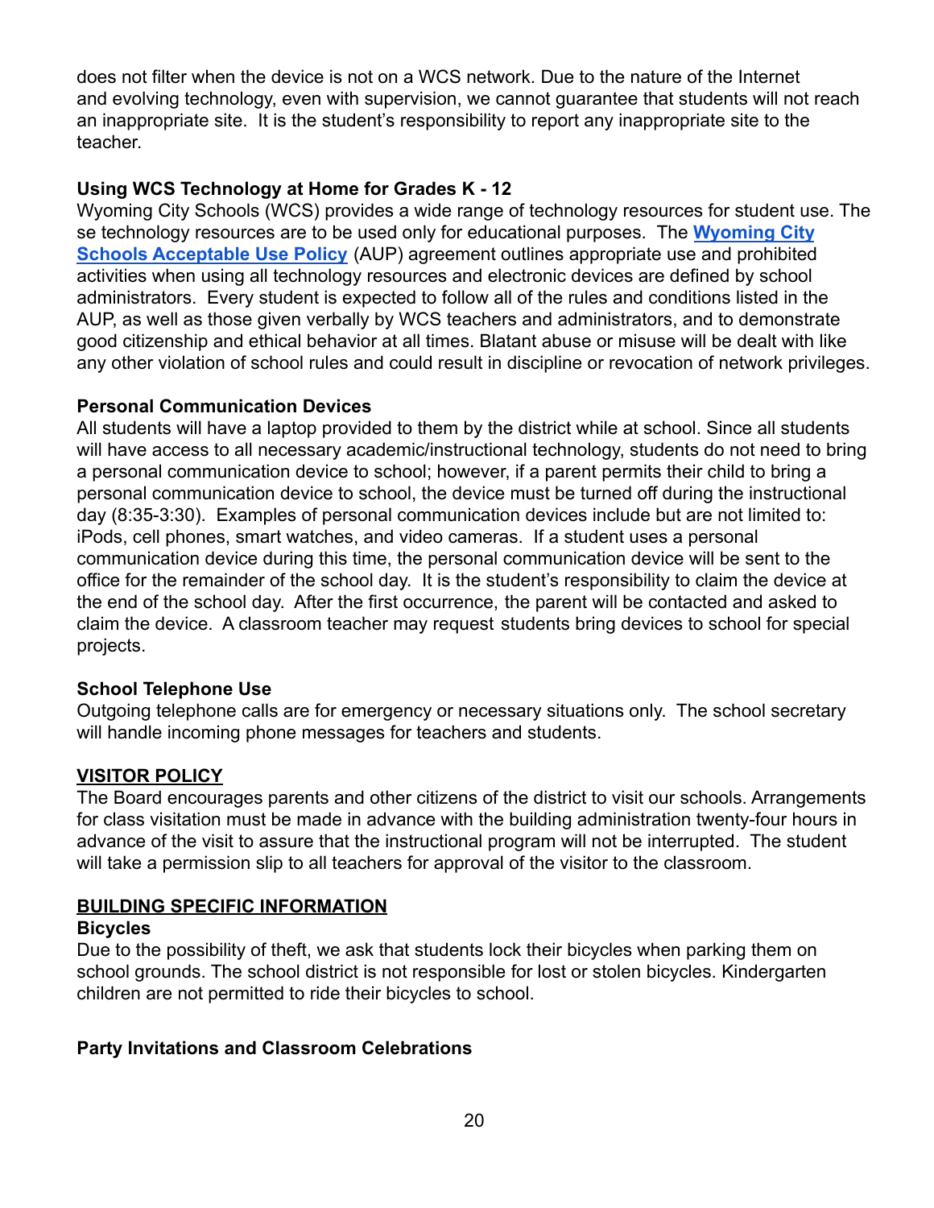does not filter when the device is not on a WCS network. Due to the nature of the Internet and evolving technology, even with supervision, we cannot guarantee that students will not reach an inappropriate site. It is the student's responsibility to report any inappropriate site to the teacher.

**Using WCS Technology at Home for Grades K - 12**

Wyoming City Schools (WCS) provides a wide range of technology resources for student use. The se technology resources are to be used only for educational purposes. The **Wyoming City Schools Acceptable Use Policy** (AUP) agreement outlines appropriate use and prohibited activities when using all technology resources and electronic devices are defined by school administrators. Every student is expected to follow all of the rules and conditions listed in the AUP, as well as those given verbally by WCS teachers and administrators, and to demonstrate good citizenship and ethical behavior at all times. Blatant abuse or misuse will be dealt with like any other violation of school rules and could result in discipline or revocation of network privileges.

**Personal Communication Devices**

All students will have a laptop provided to them by the district while at school. Since all students will have access to all necessary academic/instructional technology, students do not need to bring a personal communication device to school; however, if a parent permits their child to bring a personal communication device to school, the device must be turned off during the instructional day (8:35-3:30). Examples of personal communication devices include but are not limited to: iPods, cell phones, smart watches, and video cameras. If a student uses a personal communication device during this time, the personal communication device will be sent to the office for the remainder of the school day. It is the student's responsibility to claim the device at the end of the school day. After the first occurrence, the parent will be contacted and asked to claim the device. A classroom teacher may request students bring devices to school for special projects.

**School Telephone Use**

Outgoing telephone calls are for emergency or necessary situations only. The school secretary will handle incoming phone messages for teachers and students.

## VISITOR POLICY

The Board encourages parents and other citizens of the district to visit our schools. Arrangements for class visitation must be made in advance with the building administration twenty-four hours in advance of the visit to assure that the instructional program will not be interrupted. The student will take a permission slip to all teachers for approval of the visitor to the classroom.

## BUILDING SPECIFIC INFORMATION

**Bicycles**

Due to the possibility of theft, we ask that students lock their bicycles when parking them on school grounds. The school district is not responsible for lost or stolen bicycles. Kindergarten children are not permitted to ride their bicycles to school.

**Party Invitations and Classroom Celebrations**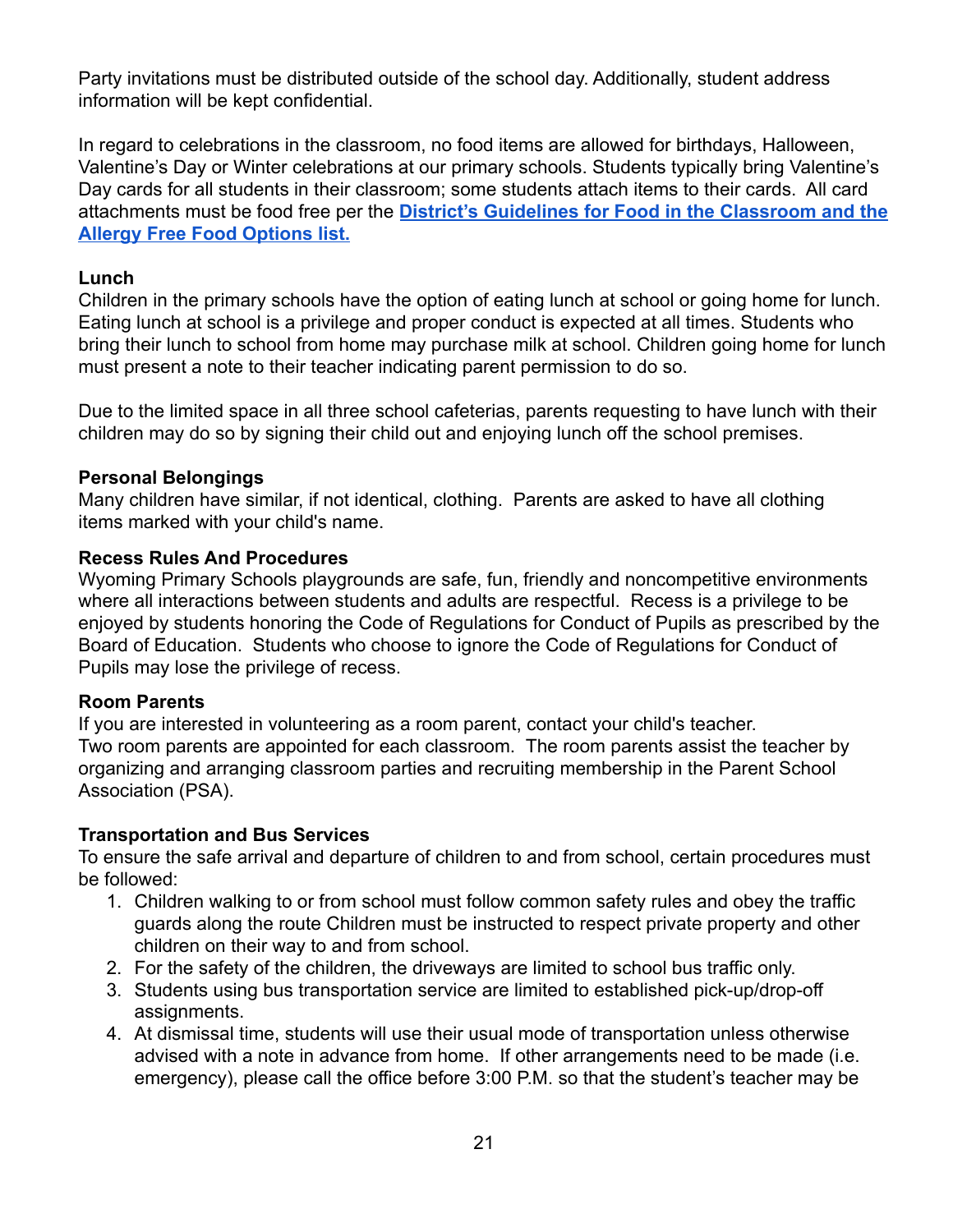Party invitations must be distributed outside of the school day. Additionally, student address information will be kept confidential.

In regard to celebrations in the classroom, no food items are allowed for birthdays, Halloween, Valentine's Day or Winter celebrations at our primary schools. Students typically bring Valentine's Day cards for all students in their classroom; some students attach items to their cards. All card attachments must be food free per the **District's Guidelines for Food in the Classroom and the Allergy Free Food Options list.**

**Lunch**
Children in the primary schools have the option of eating lunch at school or going home for lunch. Eating lunch at school is a privilege and proper conduct is expected at all times. Students who bring their lunch to school from home may purchase milk at school. Children going home for lunch must present a note to their teacher indicating parent permission to do so.

Due to the limited space in all three school cafeterias, parents requesting to have lunch with their children may do so by signing their child out and enjoying lunch off the school premises.

**Personal Belongings**
Many children have similar, if not identical, clothing. Parents are asked to have all clothing items marked with your child's name.

**Recess Rules And Procedures**
Wyoming Primary Schools playgrounds are safe, fun, friendly and noncompetitive environments where all interactions between students and adults are respectful. Recess is a privilege to be enjoyed by students honoring the Code of Regulations for Conduct of Pupils as prescribed by the Board of Education. Students who choose to ignore the Code of Regulations for Conduct of Pupils may lose the privilege of recess.

**Room Parents**
If you are interested in volunteering as a room parent, contact your child's teacher.
Two room parents are appointed for each classroom. The room parents assist the teacher by organizing and arranging classroom parties and recruiting membership in the Parent School Association (PSA).

**Transportation and Bus Services**
To ensure the safe arrival and departure of children to and from school, certain procedures must be followed:

1. Children walking to or from school must follow common safety rules and obey the traffic guards along the route Children must be instructed to respect private property and other children on their way to and from school.
2. For the safety of the children, the driveways are limited to school bus traffic only.
3. Students using bus transportation service are limited to established pick-up/drop-off assignments.
4. At dismissal time, students will use their usual mode of transportation unless otherwise advised with a note in advance from home. If other arrangements need to be made (i.e. emergency), please call the office before 3:00 P.M. so that the student's teacher may be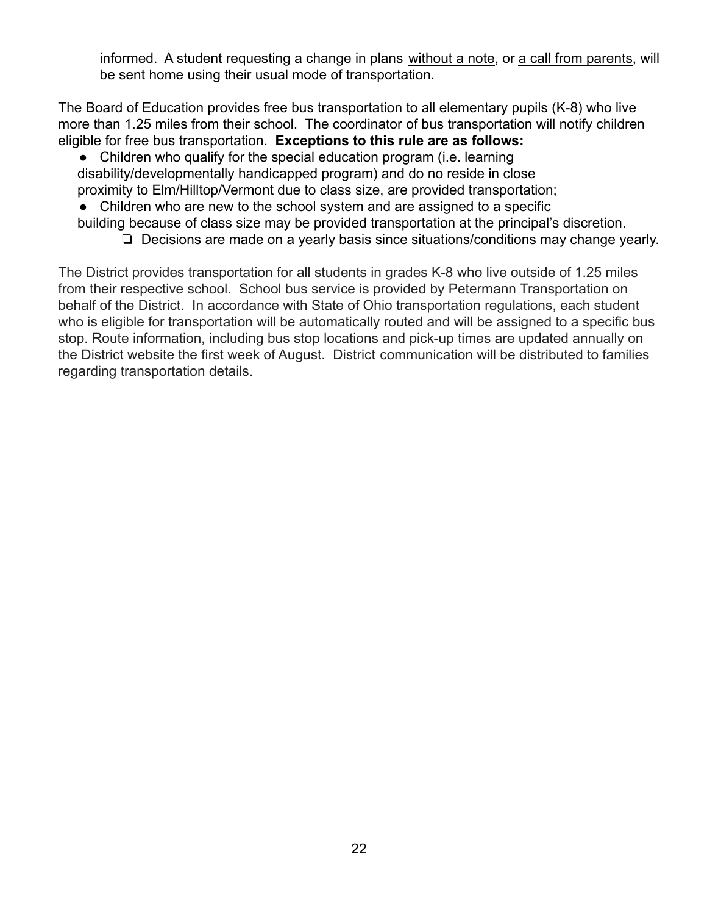informed. A student requesting a change in plans without a note, or a call from parents, will be sent home using their usual mode of transportation.

The Board of Education provides free bus transportation to all elementary pupils (K-8) who live more than 1.25 miles from their school. The coordinator of bus transportation will notify children eligible for free bus transportation. **Exceptions to this rule are as follows:**

- Children who qualify for the special education program (i.e. learning disability/developmentally handicapped program) and do no reside in close proximity to Elm/Hilltop/Vermont due to class size, are provided transportation;
- Children who are new to the school system and are assigned to a specific building because of class size may be provided transportation at the principal's discretion.
  - Decisions are made on a yearly basis since situations/conditions may change yearly.

The District provides transportation for all students in grades K-8 who live outside of 1.25 miles from their respective school. School bus service is provided by Petermann Transportation on behalf of the District. In accordance with State of Ohio transportation regulations, each student who is eligible for transportation will be automatically routed and will be assigned to a specific bus stop. Route information, including bus stop locations and pick-up times are updated annually on the District website the first week of August. District communication will be distributed to families regarding transportation details.